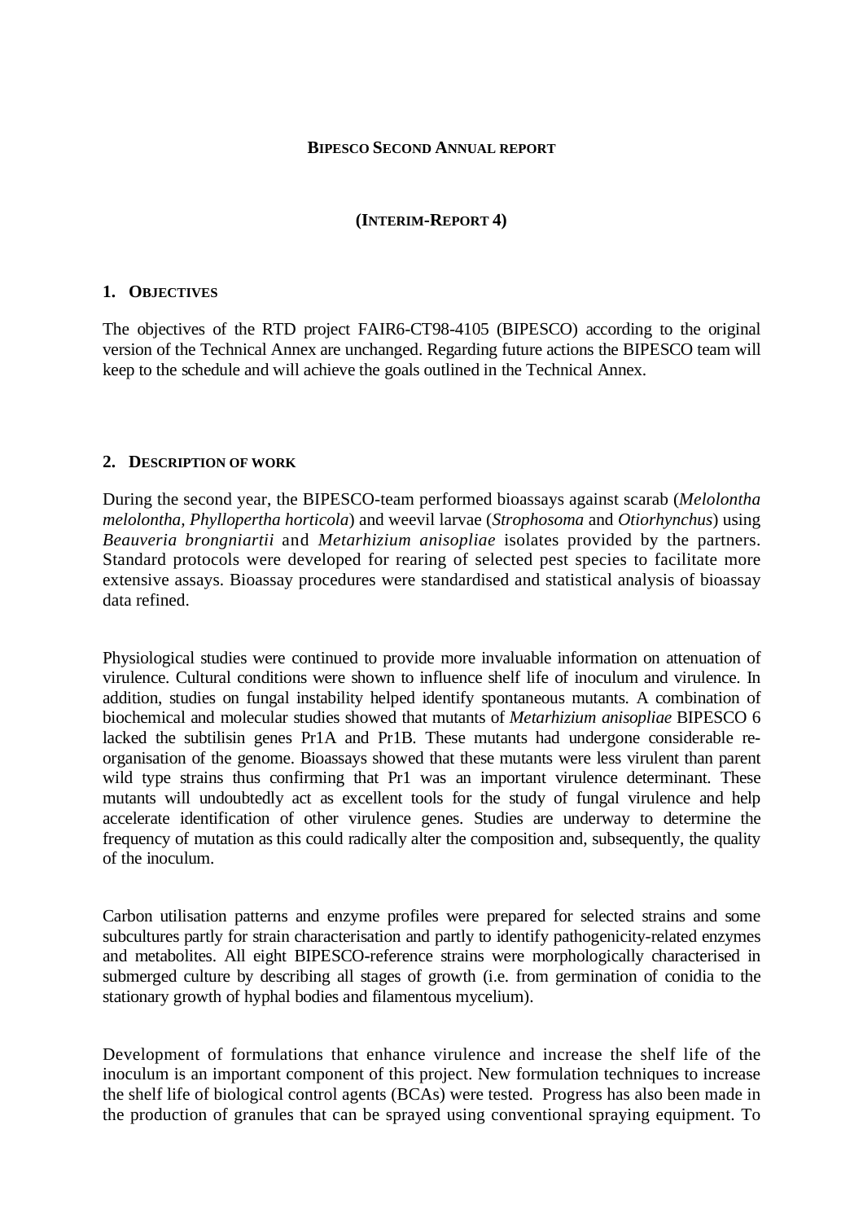**BIPESCO SECOND ANNUAL REPORT**

**(INTERIM-REPORT 4)**

## 1. OBJECTIVES

The objectives of the RTD project FAIR6-CT98-4105 (BIPESCO) according to the original version of the Technical Annex are unchanged. Regarding future actions the BIPESCO team will keep to the schedule and will achieve the goals outlined in the Technical Annex.

## 2. DESCRIPTION OF WORK

During the second year, the BIPESCO-team performed bioassays against scarab (*Melolontha melolontha, Phyllopertha horticola*) and weevil larvae (*Strophosoma* and *Otiorhynchus*) using *Beauveria brongniartii* and *Metarhizium anisopliae* isolates provided by the partners. Standard protocols were developed for rearing of selected pest species to facilitate more extensive assays. Bioassay procedures were standardised and statistical analysis of bioassay data refined.

Physiological studies were continued to provide more invaluable information on attenuation of virulence. Cultural conditions were shown to influence shelf life of inoculum and virulence. In addition, studies on fungal instability helped identify spontaneous mutants. A combination of biochemical and molecular studies showed that mutants of *Metarhizium anisopliae* BIPESCO 6 lacked the subtilisin genes Pr1A and Pr1B. These mutants had undergone considerable re-organisation of the genome. Bioassays showed that these mutants were less virulent than parent wild type strains thus confirming that Pr1 was an important virulence determinant. These mutants will undoubtedly act as excellent tools for the study of fungal virulence and help accelerate identification of other virulence genes. Studies are underway to determine the frequency of mutation as this could radically alter the composition and, subsequently, the quality of the inoculum.

Carbon utilisation patterns and enzyme profiles were prepared for selected strains and some subcultures partly for strain characterisation and partly to identify pathogenicity-related enzymes and metabolites. All eight BIPESCO-reference strains were morphologically characterised in submerged culture by describing all stages of growth (i.e. from germination of conidia to the stationary growth of hyphal bodies and filamentous mycelium).

Development of formulations that enhance virulence and increase the shelf life of the inoculum is an important component of this project. New formulation techniques to increase the shelf life of biological control agents (BCAs) were tested. Progress has also been made in the production of granules that can be sprayed using conventional spraying equipment. To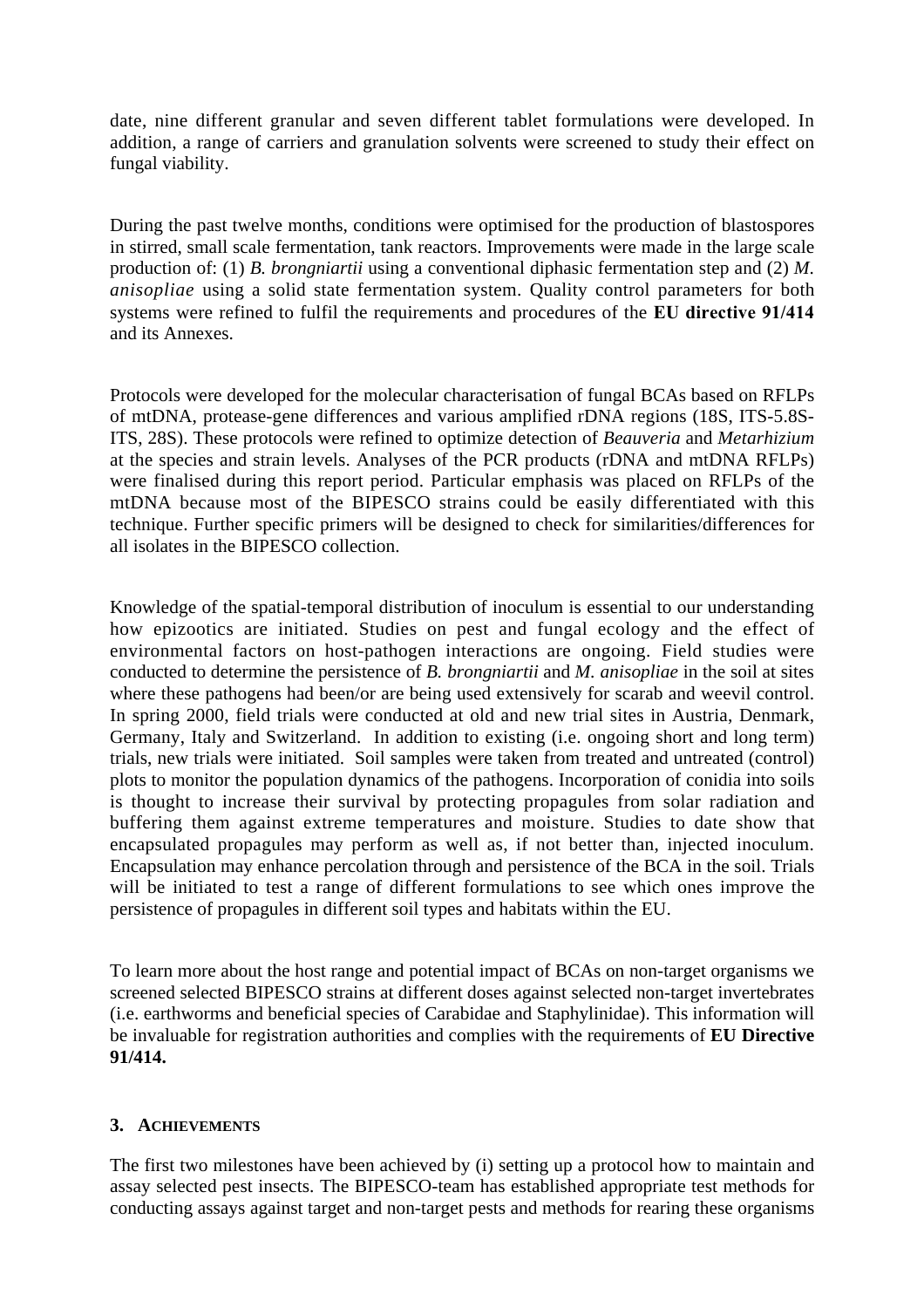date, nine different granular and seven different tablet formulations were developed. In addition, a range of carriers and granulation solvents were screened to study their effect on fungal viability.

During the past twelve months, conditions were optimised for the production of blastospores in stirred, small scale fermentation, tank reactors. Improvements were made in the large scale production of: (1) *B. brongniartii* using a conventional diphasic fermentation step and (2) *M. anisopliae* using a solid state fermentation system. Quality control parameters for both systems were refined to fulfil the requirements and procedures of the **EU directive 91/414** and its Annexes.

Protocols were developed for the molecular characterisation of fungal BCAs based on RFLPs of mtDNA, protease-gene differences and various amplified rDNA regions (18S, ITS-5.8S-ITS, 28S). These protocols were refined to optimize detection of *Beauveria* and *Metarhizium* at the species and strain levels. Analyses of the PCR products (rDNA and mtDNA RFLPs) were finalised during this report period. Particular emphasis was placed on RFLPs of the mtDNA because most of the BIPESCO strains could be easily differentiated with this technique. Further specific primers will be designed to check for similarities/differences for all isolates in the BIPESCO collection.

Knowledge of the spatial-temporal distribution of inoculum is essential to our understanding how epizootics are initiated. Studies on pest and fungal ecology and the effect of environmental factors on host-pathogen interactions are ongoing. Field studies were conducted to determine the persistence of *B. brongniartii* and *M. anisopliae* in the soil at sites where these pathogens had been/or are being used extensively for scarab and weevil control. In spring 2000, field trials were conducted at old and new trial sites in Austria, Denmark, Germany, Italy and Switzerland. In addition to existing (i.e. ongoing short and long term) trials, new trials were initiated. Soil samples were taken from treated and untreated (control) plots to monitor the population dynamics of the pathogens. Incorporation of conidia into soils is thought to increase their survival by protecting propagules from solar radiation and buffering them against extreme temperatures and moisture. Studies to date show that encapsulated propagules may perform as well as, if not better than, injected inoculum. Encapsulation may enhance percolation through and persistence of the BCA in the soil. Trials will be initiated to test a range of different formulations to see which ones improve the persistence of propagules in different soil types and habitats within the EU.

To learn more about the host range and potential impact of BCAs on non-target organisms we screened selected BIPESCO strains at different doses against selected non-target invertebrates (i.e. earthworms and beneficial species of Carabidae and Staphylinidae). This information will be invaluable for registration authorities and complies with the requirements of **EU Directive 91/414.**

### 3. ACHIEVEMENTS

The first two milestones have been achieved by (i) setting up a protocol how to maintain and assay selected pest insects. The BIPESCO-team has established appropriate test methods for conducting assays against target and non-target pests and methods for rearing these organisms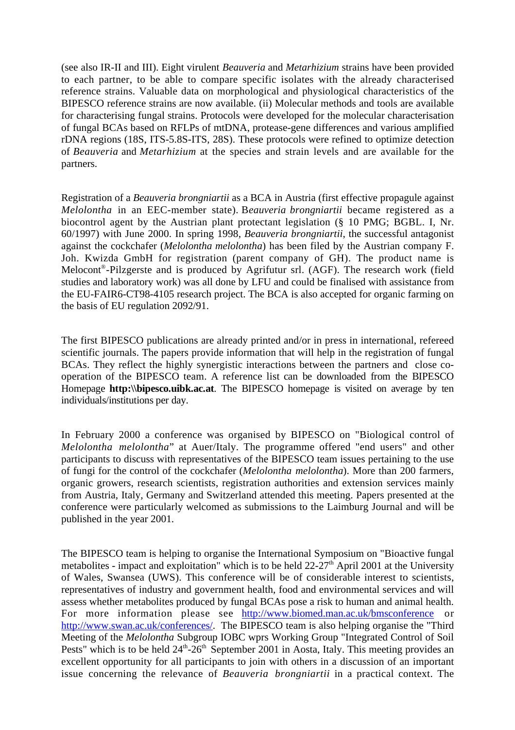(see also IR-II and III). Eight virulent *Beauveria* and *Metarhizium* strains have been provided to each partner, to be able to compare specific isolates with the already characterised reference strains. Valuable data on morphological and physiological characteristics of the BIPESCO reference strains are now available. (ii) Molecular methods and tools are available for characterising fungal strains. Protocols were developed for the molecular characterisation of fungal BCAs based on RFLPs of mtDNA, protease-gene differences and various amplified rDNA regions (18S, ITS-5.8S-ITS, 28S). These protocols were refined to optimize detection of *Beauveria* and *Metarhizium* at the species and strain levels and are available for the partners.

Registration of a *Beauveria brongniartii* as a BCA in Austria (first effective propagule against *Melolontha* in an EEC-member state). B*eauveria brongniartii* became registered as a biocontrol agent by the Austrian plant protectant legislation (§ 10 PMG; BGBL. I, Nr. 60/1997) with June 2000. In spring 1998, *Beauveria brongniartii*, the successful antagonist against the cockchafer (*Melolontha melolontha*) has been filed by the Austrian company F. Joh. Kwizda GmbH for registration (parent company of GH). The product name is Melocont®-Pilzgerste and is produced by Agrifutur srl. (AGF). The research work (field studies and laboratory work) was all done by LFU and could be finalised with assistance from the EU-FAIR6-CT98-4105 research project. The BCA is also accepted for organic farming on the basis of EU regulation 2092/91.

The first BIPESCO publications are already printed and/or in press in international, refereed scientific journals. The papers provide information that will help in the registration of fungal BCAs. They reflect the highly synergistic interactions between the partners and close co-operation of the BIPESCO team. A reference list can be downloaded from the BIPESCO Homepage **http:\\bipesco.uibk.ac.at**. The BIPESCO homepage is visited on average by ten individuals/institutions per day.

In February 2000 a conference was organised by BIPESCO on "Biological control of *Melolontha melolontha*" at Auer/Italy. The programme offered "end users" and other participants to discuss with representatives of the BIPESCO team issues pertaining to the use of fungi for the control of the cockchafer (*Melolontha melolontha*). More than 200 farmers, organic growers, research scientists, registration authorities and extension services mainly from Austria, Italy, Germany and Switzerland attended this meeting. Papers presented at the conference were particularly welcomed as submissions to the Laimburg Journal and will be published in the year 2001.

The BIPESCO team is helping to organise the International Symposium on "Bioactive fungal metabolites - impact and exploitation" which is to be held 22-27th April 2001 at the University of Wales, Swansea (UWS). This conference will be of considerable interest to scientists, representatives of industry and government health, food and environmental services and will assess whether metabolites produced by fungal BCAs pose a risk to human and animal health. For more information please see http://www.biomed.man.ac.uk/bmsconference or http://www.swan.ac.uk/conferences/. The BIPESCO team is also helping organise the "Third Meeting of the *Melolontha* Subgroup IOBC wprs Working Group "Integrated Control of Soil Pests" which is to be held 24th-26th September 2001 in Aosta, Italy. This meeting provides an excellent opportunity for all participants to join with others in a discussion of an important issue concerning the relevance of *Beauveria brongniartii* in a practical context. The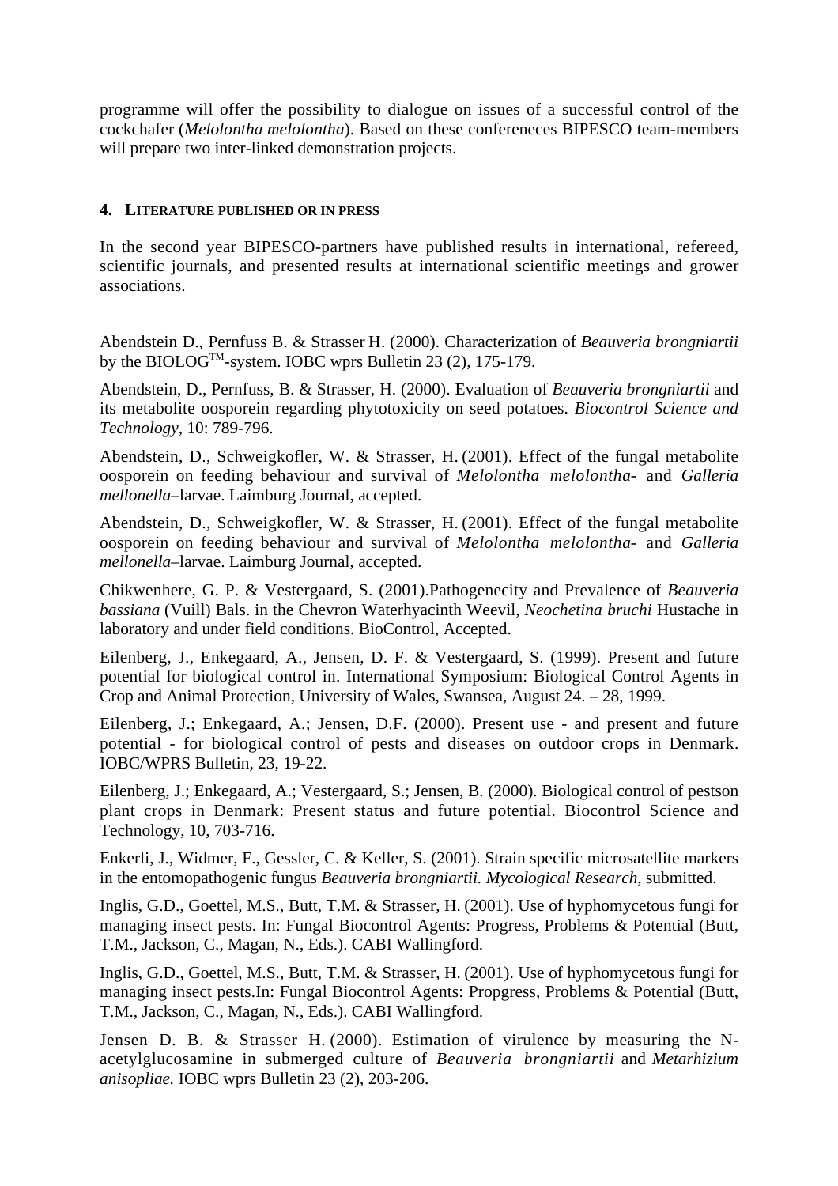programme will offer the possibility to dialogue on issues of a successful control of the cockchafer (*Melolontha melolontha*). Based on these confereneces BIPESCO team-members will prepare two inter-linked demonstration projects.

## 4. LITERATURE PUBLISHED OR IN PRESS

In the second year BIPESCO-partners have published results in international, refereed, scientific journals, and presented results at international scientific meetings and grower associations.

Abendstein D., Pernfuss B. & Strasser H. (2000). Characterization of *Beauveria brongniartii* by the BIOLOG™-system. IOBC wprs Bulletin 23 (2), 175-179.

Abendstein, D., Pernfuss, B. & Strasser, H. (2000). Evaluation of *Beauveria brongniartii* and its metabolite oosporein regarding phytotoxicity on seed potatoes. *Biocontrol Science and Technology*, 10: 789-796.

Abendstein, D., Schweigkofler, W. & Strasser, H. (2001). Effect of the fungal metabolite oosporein on feeding behaviour and survival of *Melolontha melolontha*- and *Galleria mellonella*–larvae. Laimburg Journal, accepted.

Abendstein, D., Schweigkofler, W. & Strasser, H. (2001). Effect of the fungal metabolite oosporein on feeding behaviour and survival of *Melolontha melolontha*- and *Galleria mellonella*–larvae. Laimburg Journal, accepted.

Chikwenhere, G. P. & Vestergaard, S. (2001).Pathogenecity and Prevalence of *Beauveria bassiana* (Vuill) Bals. in the Chevron Waterhyacinth Weevil, *Neochetina bruchi* Hustache in laboratory and under field conditions. BioControl, Accepted.

Eilenberg, J., Enkegaard, A., Jensen, D. F. & Vestergaard, S. (1999). Present and future potential for biological control in. International Symposium: Biological Control Agents in Crop and Animal Protection, University of Wales, Swansea, August 24. – 28, 1999.

Eilenberg, J.; Enkegaard, A.; Jensen, D.F. (2000). Present use - and present and future potential - for biological control of pests and diseases on outdoor crops in Denmark. IOBC/WPRS Bulletin, 23, 19-22.

Eilenberg, J.; Enkegaard, A.; Vestergaard, S.; Jensen, B. (2000). Biological control of pestson plant crops in Denmark: Present status and future potential. Biocontrol Science and Technology, 10, 703-716.

Enkerli, J., Widmer, F., Gessler, C. & Keller, S. (2001). Strain specific microsatellite markers in the entomopathogenic fungus *Beauveria brongniartii. Mycological Research*, submitted.

Inglis, G.D., Goettel, M.S., Butt, T.M. & Strasser, H. (2001). Use of hyphomycetous fungi for managing insect pests. In: Fungal Biocontrol Agents: Progress, Problems & Potential (Butt, T.M., Jackson, C., Magan, N., Eds.). CABI Wallingford.

Inglis, G.D., Goettel, M.S., Butt, T.M. & Strasser, H. (2001). Use of hyphomycetous fungi for managing insect pests.In: Fungal Biocontrol Agents: Propgress, Problems & Potential (Butt, T.M., Jackson, C., Magan, N., Eds.). CABI Wallingford.

Jensen D. B. & Strasser H. (2000). Estimation of virulence by measuring the N-acetylglucosamine in submerged culture of *Beauveria brongniartii* and *Metarhizium anisopliae.* IOBC wprs Bulletin 23 (2), 203-206.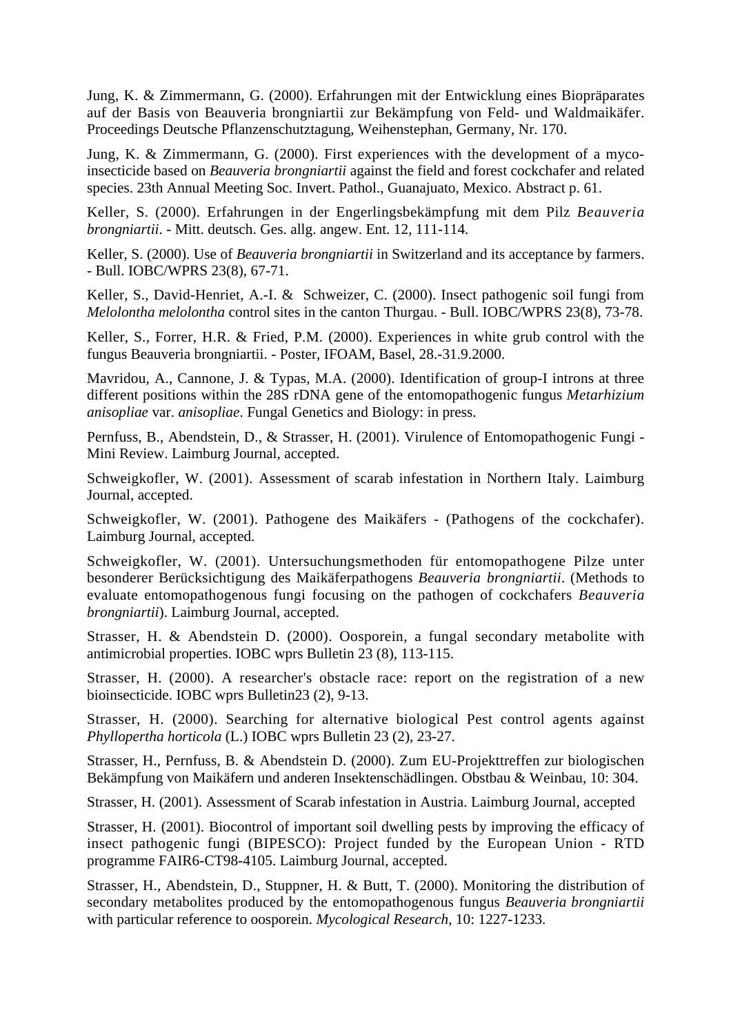Jung, K. & Zimmermann, G. (2000). Erfahrungen mit der Entwicklung eines Biopräparates auf der Basis von Beauveria brongniartii zur Bekämpfung von Feld- und Waldmaikäfer. Proceedings Deutsche Pflanzenschutztagung, Weihenstephan, Germany, Nr. 170.

Jung, K. & Zimmermann, G. (2000). First experiences with the development of a myco-insecticide based on *Beauveria brongniartii* against the field and forest cockchafer and related species. 23th Annual Meeting Soc. Invert. Pathol., Guanajuato, Mexico. Abstract p. 61.

Keller, S. (2000). Erfahrungen in der Engerlingsbekämpfung mit dem Pilz *Beauveria brongniartii*. - Mitt. deutsch. Ges. allg. angew. Ent. 12, 111-114.

Keller, S. (2000). Use of *Beauveria brongniartii* in Switzerland and its acceptance by farmers. - Bull. IOBC/WPRS 23(8), 67-71.

Keller, S., David-Henriet, A.-I. & Schweizer, C. (2000). Insect pathogenic soil fungi from *Melolontha melolontha* control sites in the canton Thurgau. - Bull. IOBC/WPRS 23(8), 73-78.

Keller, S., Forrer, H.R. & Fried, P.M. (2000). Experiences in white grub control with the fungus Beauveria brongniartii. - Poster, IFOAM, Basel, 28.-31.9.2000.

Mavridou, A., Cannone, J. & Typas, M.A. (2000). Identification of group-I introns at three different positions within the 28S rDNA gene of the entomopathogenic fungus *Metarhizium anisopliae* var. *anisopliae*. Fungal Genetics and Biology: in press.

Pernfuss, B., Abendstein, D., & Strasser, H. (2001). Virulence of Entomopathogenic Fungi - Mini Review. Laimburg Journal, accepted.

Schweigkofler, W. (2001). Assessment of scarab infestation in Northern Italy. Laimburg Journal, accepted.

Schweigkofler, W. (2001). Pathogene des Maikäfers - (Pathogens of the cockchafer). Laimburg Journal, accepted.

Schweigkofler, W. (2001). Untersuchungsmethoden für entomopathogene Pilze unter besonderer Berücksichtigung des Maikäferpathogens *Beauveria brongniartii*. (Methods to evaluate entomopathogenous fungi focusing on the pathogen of cockchafers *Beauveria brongniartii*). Laimburg Journal, accepted.

Strasser, H. & Abendstein D. (2000). Oosporein, a fungal secondary metabolite with antimicrobial properties. IOBC wprs Bulletin 23 (8), 113-115.

Strasser, H. (2000). A researcher's obstacle race: report on the registration of a new bioinsecticide. IOBC wprs Bulletin23 (2), 9-13.

Strasser, H. (2000). Searching for alternative biological Pest control agents against *Phyllopertha horticola* (L.) IOBC wprs Bulletin 23 (2), 23-27.

Strasser, H., Pernfuss, B. & Abendstein D. (2000). Zum EU-Projekttreffen zur biologischen Bekämpfung von Maikäfern und anderen Insektenschädlingen. Obstbau & Weinbau, 10: 304.

Strasser, H. (2001). Assessment of Scarab infestation in Austria. Laimburg Journal, accepted

Strasser, H. (2001). Biocontrol of important soil dwelling pests by improving the efficacy of insect pathogenic fungi (BIPESCO): Project funded by the European Union - RTD programme FAIR6-CT98-4105. Laimburg Journal, accepted.

Strasser, H., Abendstein, D., Stuppner, H. & Butt, T. (2000). Monitoring the distribution of secondary metabolites produced by the entomopathogenous fungus *Beauveria brongniartii* with particular reference to oosporein. *Mycological Research*, 10: 1227-1233.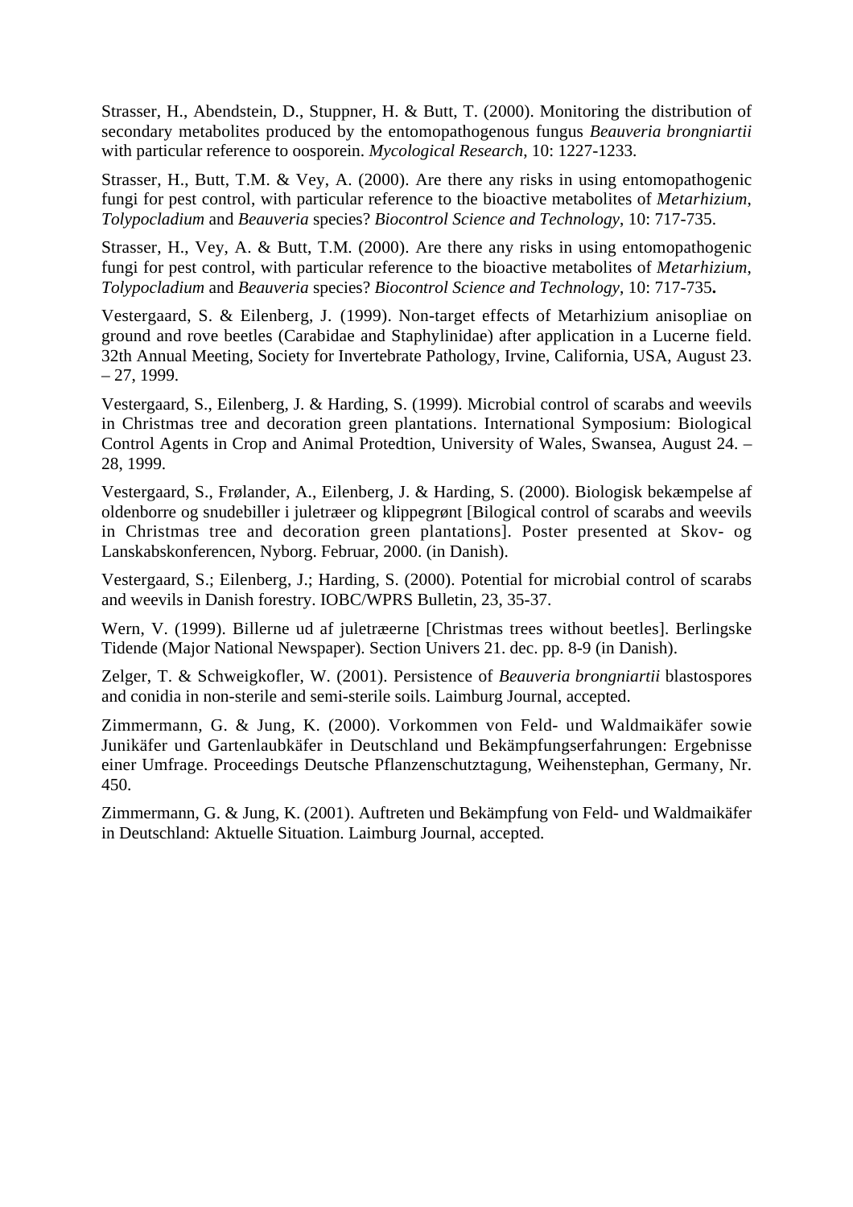Strasser, H., Abendstein, D., Stuppner, H. & Butt, T. (2000). Monitoring the distribution of secondary metabolites produced by the entomopathogenous fungus *Beauveria brongniartii* with particular reference to oosporein. *Mycological Research*, 10: 1227-1233.

Strasser, H., Butt, T.M. & Vey, A. (2000). Are there any risks in using entomopathogenic fungi for pest control, with particular reference to the bioactive metabolites of *Metarhizium*, *Tolypocladium* and *Beauveria* species? *Biocontrol Science and Technology*, 10: 717-735.

Strasser, H., Vey, A. & Butt, T.M. (2000). Are there any risks in using entomopathogenic fungi for pest control, with particular reference to the bioactive metabolites of *Metarhizium*, *Tolypocladium* and *Beauveria* species? *Biocontrol Science and Technology*, 10: 717-735**.**

Vestergaard, S. & Eilenberg, J. (1999). Non-target effects of Metarhizium anisopliae on ground and rove beetles (Carabidae and Staphylinidae) after application in a Lucerne field. 32th Annual Meeting, Society for Invertebrate Pathology, Irvine, California, USA, August 23. – 27, 1999.

Vestergaard, S., Eilenberg, J. & Harding, S. (1999). Microbial control of scarabs and weevils in Christmas tree and decoration green plantations. International Symposium: Biological Control Agents in Crop and Animal Protedtion, University of Wales, Swansea, August 24. – 28, 1999.

Vestergaard, S., Frølander, A., Eilenberg, J. & Harding, S. (2000). Biologisk bekæmpelse af oldenborre og snudebiller i juletræer og klippegrønt [Bilogical control of scarabs and weevils in Christmas tree and decoration green plantations]. Poster presented at Skov- og Lanskabskonferencen, Nyborg. Februar, 2000. (in Danish).

Vestergaard, S.; Eilenberg, J.; Harding, S. (2000). Potential for microbial control of scarabs and weevils in Danish forestry. IOBC/WPRS Bulletin, 23, 35-37.

Wern, V. (1999). Billerne ud af juletræerne [Christmas trees without beetles]. Berlingske Tidende (Major National Newspaper). Section Univers 21. dec. pp. 8-9 (in Danish).

Zelger, T. & Schweigkofler, W. (2001). Persistence of *Beauveria brongniartii* blastospores and conidia in non-sterile and semi-sterile soils. Laimburg Journal, accepted.

Zimmermann, G. & Jung, K. (2000). Vorkommen von Feld- und Waldmaikäfer sowie Junikäfer und Gartenlaubkäfer in Deutschland und Bekämpfungserfahrungen: Ergebnisse einer Umfrage. Proceedings Deutsche Pflanzenschutztagung, Weihenstephan, Germany, Nr. 450.

Zimmermann, G. & Jung, K. (2001). Auftreten und Bekämpfung von Feld- und Waldmaikäfer in Deutschland: Aktuelle Situation. Laimburg Journal, accepted.